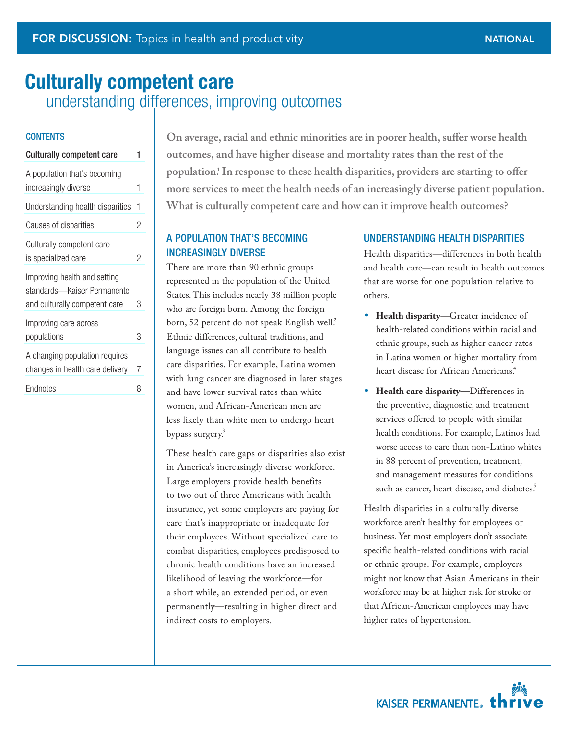FOR DISCUSSION: Topics in health and productivity — NATIONAL

# Culturally competent care

## understanding differences, improving outcomes

**CONTENTS**

| | |
|---|---|
| Culturally competent care | 1 |
| A population that's becoming increasingly diverse | 1 |
| Understanding health disparities | 1 |
| Causes of disparities | 2 |
| Culturally competent care is specialized care | 2 |
| Improving health and setting standards—Kaiser Permanente and culturally competent care | 3 |
| Improving care across populations | 3 |
| A changing population requires changes in health care delivery | 7 |
| Endnotes | 8 |

**On average, racial and ethnic minorities are in poorer health, suffer worse health outcomes, and have higher disease and mortality rates than the rest of the population.[1] In response to these health disparities, providers are starting to offer more services to meet the health needs of an increasingly diverse patient population. What is culturally competent care and how can it improve health outcomes?**

### A POPULATION THAT'S BECOMING INCREASINGLY DIVERSE

There are more than 90 ethnic groups represented in the population of the United States. This includes nearly 38 million people who are foreign born. Among the foreign born, 52 percent do not speak English well.[2] Ethnic differences, cultural traditions, and language issues can all contribute to health care disparities. For example, Latina women with lung cancer are diagnosed in later stages and have lower survival rates than white women, and African-American men are less likely than white men to undergo heart bypass surgery.[3]

These health care gaps or disparities also exist in America's increasingly diverse workforce. Large employers provide health benefits to two out of three Americans with health insurance, yet some employers are paying for care that's inappropriate or inadequate for their employees. Without specialized care to combat disparities, employees predisposed to chronic health conditions have an increased likelihood of leaving the workforce—for a short while, an extended period, or even permanently—resulting in higher direct and indirect costs to employers.

### UNDERSTANDING HEALTH DISPARITIES

Health disparities—differences in both health and health care—can result in health outcomes that are worse for one population relative to others.

- **Health disparity—**Greater incidence of health-related conditions within racial and ethnic groups, such as higher cancer rates in Latina women or higher mortality from heart disease for African Americans.[4]
- **Health care disparity—**Differences in the preventive, diagnostic, and treatment services offered to people with similar health conditions. For example, Latinos had worse access to care than non-Latino whites in 88 percent of prevention, treatment, and management measures for conditions such as cancer, heart disease, and diabetes.[5]

Health disparities in a culturally diverse workforce aren't healthy for employees or business. Yet most employers don't associate specific health-related conditions with racial or ethnic groups. For example, employers might not know that Asian Americans in their workforce may be at higher risk for stroke or that African-American employees may have higher rates of hypertension.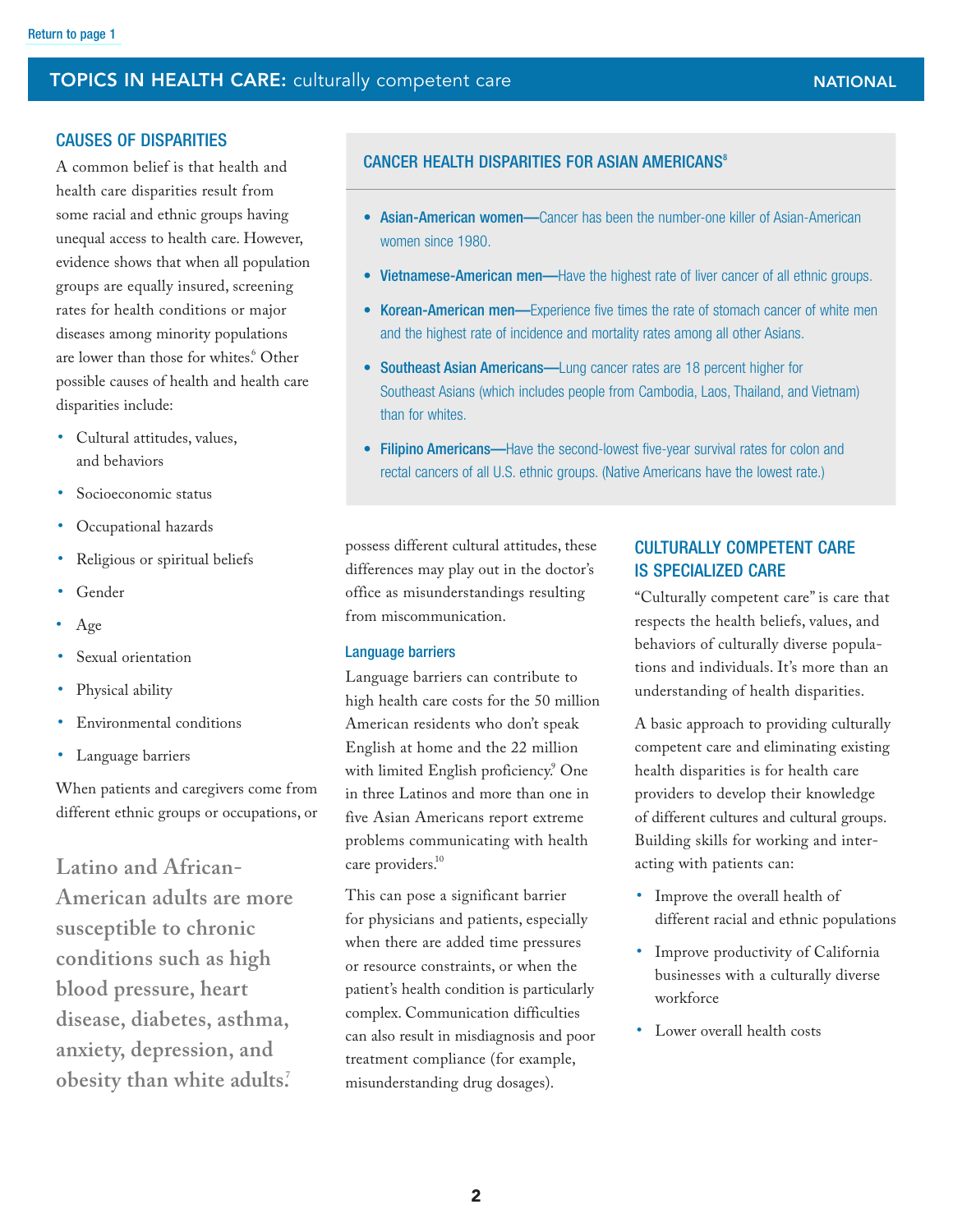Return to page 1

## TOPICS IN HEALTH CARE: culturally competent care

NATIONAL

### CAUSES OF DISPARITIES

A common belief is that health and health care disparities result from some racial and ethnic groups having unequal access to health care. However, evidence shows that when all population groups are equally insured, screening rates for health conditions or major diseases among minority populations are lower than those for whites.[6] Other possible causes of health and health care disparities include:

- Cultural attitudes, values, and behaviors
- Socioeconomic status
- Occupational hazards
- Religious or spiritual beliefs
- Gender
- Age
- Sexual orientation
- Physical ability
- Environmental conditions
- Language barriers

When patients and caregivers come from different ethnic groups or occupations, or possess different cultural attitudes, these differences may play out in the doctor's office as misunderstandings resulting from miscommunication.

**Latino and African-American adults are more susceptible to chronic conditions such as high blood pressure, heart disease, diabetes, asthma, anxiety, depression, and obesity than white adults.[7]**

### CANCER HEALTH DISPARITIES FOR ASIAN AMERICANS[8]

- **Asian-American women—**Cancer has been the number-one killer of Asian-American women since 1980.
- **Vietnamese-American men—**Have the highest rate of liver cancer of all ethnic groups.
- **Korean-American men—**Experience five times the rate of stomach cancer of white men and the highest rate of incidence and mortality rates among all other Asians.
- **Southeast Asian Americans—**Lung cancer rates are 18 percent higher for Southeast Asians (which includes people from Cambodia, Laos, Thailand, and Vietnam) than for whites.
- **Filipino Americans—**Have the second-lowest five-year survival rates for colon and rectal cancers of all U.S. ethnic groups. (Native Americans have the lowest rate.)

#### Language barriers

Language barriers can contribute to high health care costs for the 50 million American residents who don't speak English at home and the 22 million with limited English proficiency.[9] One in three Latinos and more than one in five Asian Americans report extreme problems communicating with health care providers.[10]

This can pose a significant barrier for physicians and patients, especially when there are added time pressures or resource constraints, or when the patient's health condition is particularly complex. Communication difficulties can also result in misdiagnosis and poor treatment compliance (for example, misunderstanding drug dosages).

### CULTURALLY COMPETENT CARE IS SPECIALIZED CARE

"Culturally competent care" is care that respects the health beliefs, values, and behaviors of culturally diverse populations and individuals. It's more than an understanding of health disparities.

A basic approach to providing culturally competent care and eliminating existing health disparities is for health care providers to develop their knowledge of different cultures and cultural groups. Building skills for working and interacting with patients can:

- Improve the overall health of different racial and ethnic populations
- Improve productivity of California businesses with a culturally diverse workforce
- Lower overall health costs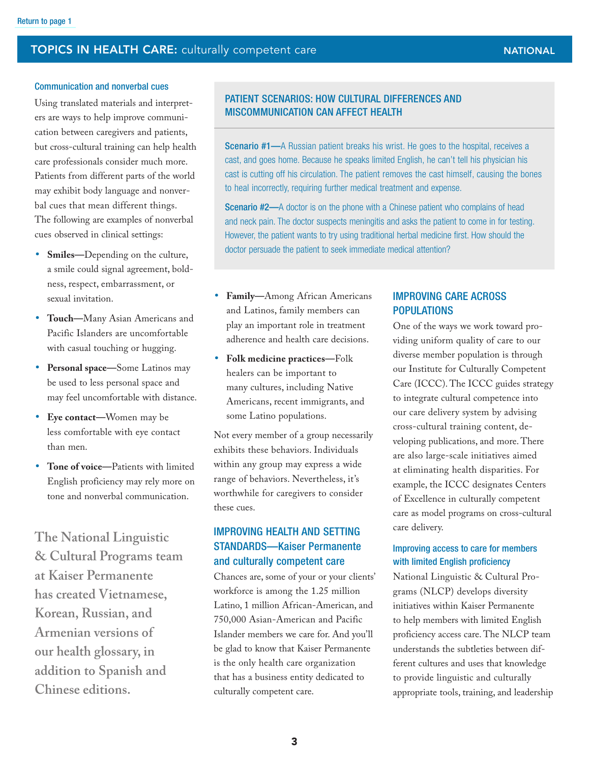Return to page 1

## TOPICS IN HEALTH CARE: culturally competent care

NATIONAL

### Communication and nonverbal cues

Using translated materials and interpreters are ways to help improve communication between caregivers and patients, but cross-cultural training can help health care professionals consider much more. Patients from different parts of the world may exhibit body language and nonverbal cues that mean different things. The following are examples of nonverbal cues observed in clinical settings:

- **Smiles—**Depending on the culture, a smile could signal agreement, boldness, respect, embarrassment, or sexual invitation.
- **Touch—**Many Asian Americans and Pacific Islanders are uncomfortable with casual touching or hugging.
- **Personal space—**Some Latinos may be used to less personal space and may feel uncomfortable with distance.
- **Eye contact—**Women may be less comfortable with eye contact than men.
- **Tone of voice—**Patients with limited English proficiency may rely more on tone and nonverbal communication.
- **Family—**Among African Americans and Latinos, family members can play an important role in treatment adherence and health care decisions.
- **Folk medicine practices—**Folk healers can be important to many cultures, including Native Americans, recent immigrants, and some Latino populations.

Not every member of a group necessarily exhibits these behaviors. Individuals within any group may express a wide range of behaviors. Nevertheless, it's worthwhile for caregivers to consider these cues.

**The National Linguistic & Cultural Programs team at Kaiser Permanente has created Vietnamese, Korean, Russian, and Armenian versions of our health glossary, in addition to Spanish and Chinese editions.**

### PATIENT SCENARIOS: HOW CULTURAL DIFFERENCES AND MISCOMMUNICATION CAN AFFECT HEALTH

**Scenario #1—**A Russian patient breaks his wrist. He goes to the hospital, receives a cast, and goes home. Because he speaks limited English, he can't tell his physician his cast is cutting off his circulation. The patient removes the cast himself, causing the bones to heal incorrectly, requiring further medical treatment and expense.

**Scenario #2—**A doctor is on the phone with a Chinese patient who complains of head and neck pain. The doctor suspects meningitis and asks the patient to come in for testing. However, the patient wants to try using traditional herbal medicine first. How should the doctor persuade the patient to seek immediate medical attention?

### IMPROVING HEALTH AND SETTING STANDARDS—Kaiser Permanente and culturally competent care

Chances are, some of your or your clients' workforce is among the 1.25 million Latino, 1 million African-American, and 750,000 Asian-American and Pacific Islander members we care for. And you'll be glad to know that Kaiser Permanente is the only health care organization that has a business entity dedicated to culturally competent care.

### IMPROVING CARE ACROSS POPULATIONS

One of the ways we work toward providing uniform quality of care to our diverse member population is through our Institute for Culturally Competent Care (ICCC). The ICCC guides strategy to integrate cultural competence into our care delivery system by advising cross-cultural training content, developing publications, and more. There are also large-scale initiatives aimed at eliminating health disparities. For example, the ICCC designates Centers of Excellence in culturally competent care as model programs on cross-cultural care delivery.

#### Improving access to care for members with limited English proficiency

National Linguistic & Cultural Programs (NLCP) develops diversity initiatives within Kaiser Permanente to help members with limited English proficiency access care. The NLCP team understands the subtleties between different cultures and uses that knowledge to provide linguistic and culturally appropriate tools, training, and leadership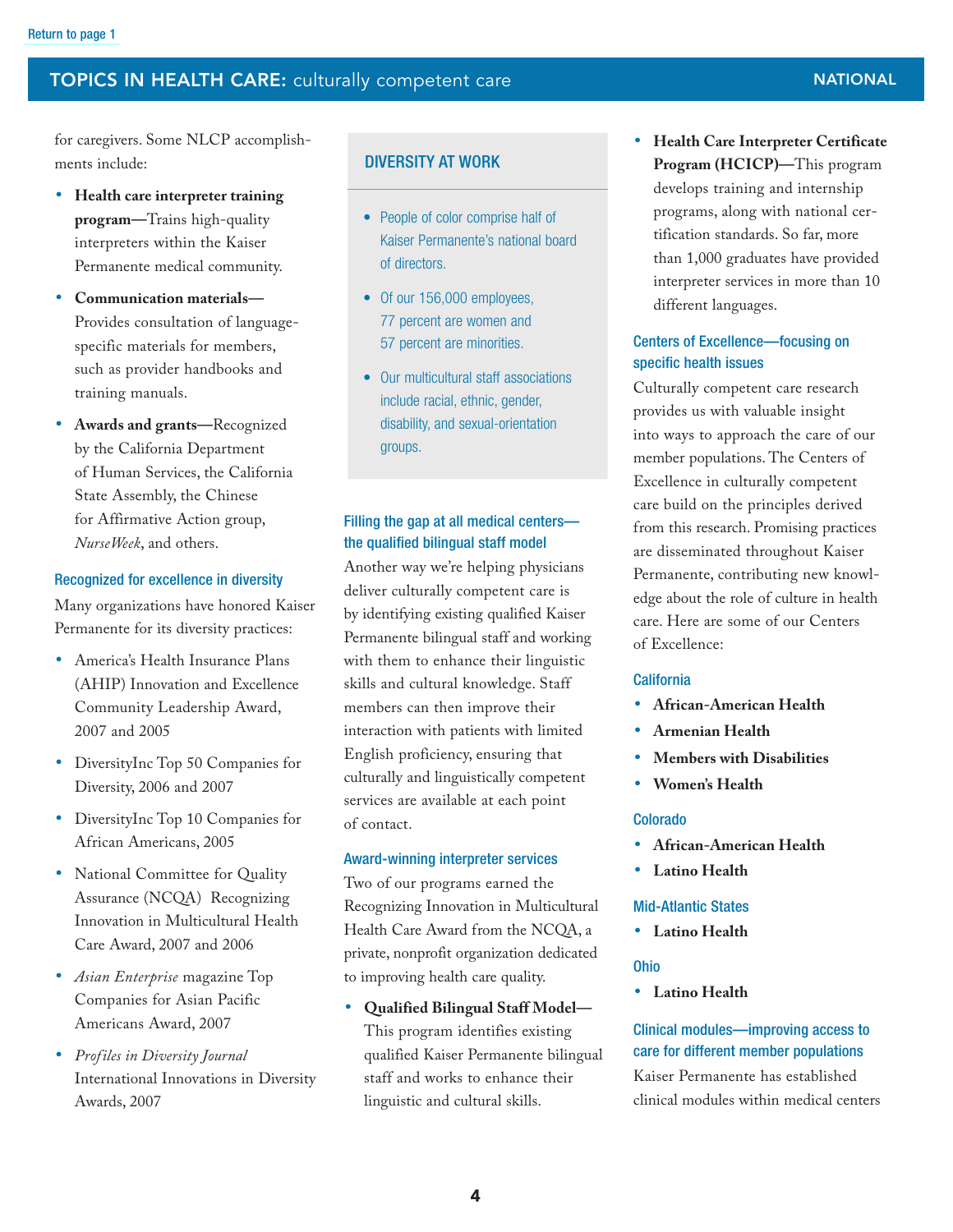for caregivers. Some NLCP accomplishments include:

- **Health care interpreter training program—**Trains high-quality interpreters within the Kaiser Permanente medical community.
- **Communication materials—**Provides consultation of language-specific materials for members, such as provider handbooks and training manuals.
- **Awards and grants—**Recognized by the California Department of Human Services, the California State Assembly, the Chinese for Affirmative Action group, *NurseWeek*, and others.

### Recognized for excellence in diversity

Many organizations have honored Kaiser Permanente for its diversity practices:

- America's Health Insurance Plans (AHIP) Innovation and Excellence Community Leadership Award, 2007 and 2005
- DiversityInc Top 50 Companies for Diversity, 2006 and 2007
- DiversityInc Top 10 Companies for African Americans, 2005
- National Committee for Quality Assurance (NCQA) Recognizing Innovation in Multicultural Health Care Award, 2007 and 2006
- *Asian Enterprise* magazine Top Companies for Asian Pacific Americans Award, 2007
- *Profiles in Diversity Journal* International Innovations in Diversity Awards, 2007

### DIVERSITY AT WORK

- People of color comprise half of Kaiser Permanente's national board of directors.
- Of our 156,000 employees, 77 percent are women and 57 percent are minorities.
- Our multicultural staff associations include racial, ethnic, gender, disability, and sexual-orientation groups.

### Filling the gap at all medical centers—the qualified bilingual staff model

Another way we're helping physicians deliver culturally competent care is by identifying existing qualified Kaiser Permanente bilingual staff and working with them to enhance their linguistic skills and cultural knowledge. Staff members can then improve their interaction with patients with limited English proficiency, ensuring that culturally and linguistically competent services are available at each point of contact.

### Award-winning interpreter services

Two of our programs earned the Recognizing Innovation in Multicultural Health Care Award from the NCQA, a private, nonprofit organization dedicated to improving health care quality.

- **Qualified Bilingual Staff Model—**This program identifies existing qualified Kaiser Permanente bilingual staff and works to enhance their linguistic and cultural skills.
- **Health Care Interpreter Certificate Program (HCICP)—**This program develops training and internship programs, along with national certification standards. So far, more than 1,000 graduates have provided interpreter services in more than 10 different languages.

### Centers of Excellence—focusing on specific health issues

Culturally competent care research provides us with valuable insight into ways to approach the care of our member populations. The Centers of Excellence in culturally competent care build on the principles derived from this research. Promising practices are disseminated throughout Kaiser Permanente, contributing new knowledge about the role of culture in health care. Here are some of our Centers of Excellence:

#### California

- **African-American Health**
- **Armenian Health**
- **Members with Disabilities**
- **Women's Health**

#### Colorado

- **African-American Health**
- **Latino Health**

#### Mid-Atlantic States

- **Latino Health**

#### Ohio

- **Latino Health**

### Clinical modules—improving access to care for different member populations

Kaiser Permanente has established clinical modules within medical centers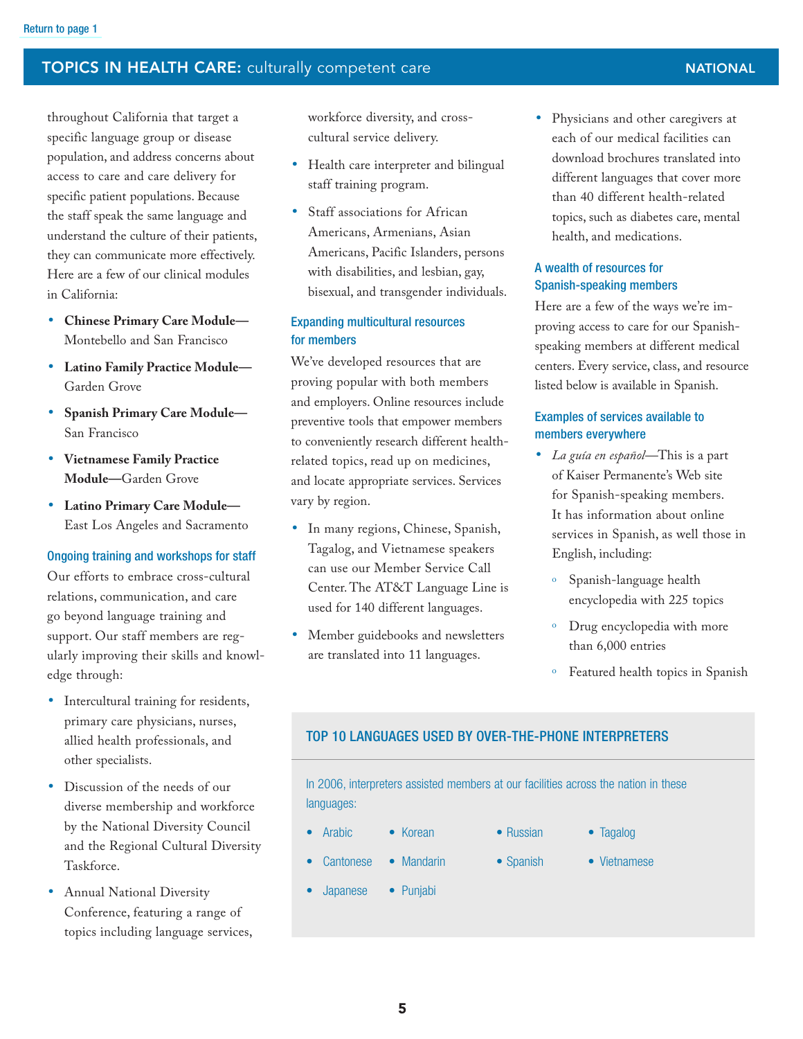Return to page 1

## TOPICS IN HEALTH CARE: culturally competent care

NATIONAL

throughout California that target a specific language group or disease population, and address concerns about access to care and care delivery for specific patient populations. Because the staff speak the same language and understand the culture of their patients, they can communicate more effectively. Here are a few of our clinical modules in California:

- **Chinese Primary Care Module—** Montebello and San Francisco
- **Latino Family Practice Module—** Garden Grove
- **Spanish Primary Care Module—** San Francisco
- **Vietnamese Family Practice Module—**Garden Grove
- **Latino Primary Care Module—** East Los Angeles and Sacramento

### Ongoing training and workshops for staff

Our efforts to embrace cross-cultural relations, communication, and care go beyond language training and support. Our staff members are regularly improving their skills and knowledge through:

- Intercultural training for residents, primary care physicians, nurses, allied health professionals, and other specialists.
- Discussion of the needs of our diverse membership and workforce by the National Diversity Council and the Regional Cultural Diversity Taskforce.
- Annual National Diversity Conference, featuring a range of topics including language services, workforce diversity, and cross-cultural service delivery.
- Health care interpreter and bilingual staff training program.
- Staff associations for African Americans, Armenians, Asian Americans, Pacific Islanders, persons with disabilities, and lesbian, gay, bisexual, and transgender individuals.

### Expanding multicultural resources for members

We've developed resources that are proving popular with both members and employers. Online resources include preventive tools that empower members to conveniently research different health-related topics, read up on medicines, and locate appropriate services. Services vary by region.

- In many regions, Chinese, Spanish, Tagalog, and Vietnamese speakers can use our Member Service Call Center. The AT&T Language Line is used for 140 different languages.
- Member guidebooks and newsletters are translated into 11 languages.
- Physicians and other caregivers at each of our medical facilities can download brochures translated into different languages that cover more than 40 different health-related topics, such as diabetes care, mental health, and medications.

### A wealth of resources for Spanish-speaking members

Here are a few of the ways we're improving access to care for our Spanish-speaking members at different medical centers. Every service, class, and resource listed below is available in Spanish.

### Examples of services available to members everywhere

- *La guía en español*—This is a part of Kaiser Permanente's Web site for Spanish-speaking members. It has information about online services in Spanish, as well those in English, including:
  - Spanish-language health encyclopedia with 225 topics
  - Drug encyclopedia with more than 6,000 entries
  - Featured health topics in Spanish

### TOP 10 LANGUAGES USED BY OVER-THE-PHONE INTERPRETERS

In 2006, interpreters assisted members at our facilities across the nation in these languages:

- Arabic
- Cantonese
- Japanese
- Korean
- Mandarin
- Punjabi
- Russian
- Spanish
- Tagalog
- Vietnamese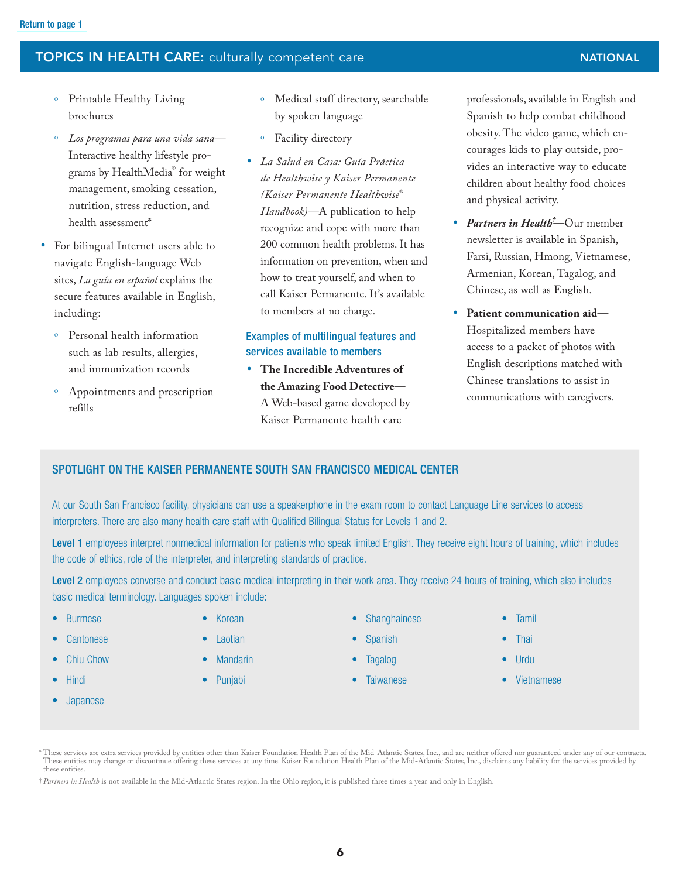## TOPICS IN HEALTH CARE: culturally competent care — NATIONAL

- Printable Healthy Living brochures
- *Los programas para una vida sana*—Interactive healthy lifestyle programs by HealthMedia® for weight management, smoking cessation, nutrition, stress reduction, and health assessment*

- For bilingual Internet users able to navigate English-language Web sites, *La guía en español* explains the secure features available in English, including:
  - Personal health information such as lab results, allergies, and immunization records
  - Appointments and prescription refills
  - Medical staff directory, searchable by spoken language
  - Facility directory

- *La Salud en Casa: Guía Práctica de Healthwise y Kaiser Permanente (Kaiser Permanente Healthwise® Handbook)*—A publication to help recognize and cope with more than 200 common health problems. It has information on prevention, when and how to treat yourself, and when to call Kaiser Permanente. It's available to members at no charge.

### Examples of multilingual features and services available to members

- **The Incredible Adventures of the Amazing Food Detective—** A Web-based game developed by Kaiser Permanente health care professionals, available in English and Spanish to help combat childhood obesity. The video game, which encourages kids to play outside, provides an interactive way to educate children about healthy food choices and physical activity.
- ***Partners in Health*†—**Our member newsletter is available in Spanish, Farsi, Russian, Hmong, Vietnamese, Armenian, Korean, Tagalog, and Chinese, as well as English.
- **Patient communication aid—** Hospitalized members have access to a packet of photos with English descriptions matched with Chinese translations to assist in communications with caregivers.

### SPOTLIGHT ON THE KAISER PERMANENTE SOUTH SAN FRANCISCO MEDICAL CENTER

At our South San Francisco facility, physicians can use a speakerphone in the exam room to contact Language Line services to access interpreters. There are also many health care staff with Qualified Bilingual Status for Levels 1 and 2.

**Level 1** employees interpret nonmedical information for patients who speak limited English. They receive eight hours of training, which includes the code of ethics, role of the interpreter, and interpreting standards of practice.

**Level 2** employees converse and conduct basic medical interpreting in their work area. They receive 24 hours of training, which also includes basic medical terminology. Languages spoken include:

- Burmese
- Cantonese
- Chiu Chow
- Hindi
- Japanese
- Korean
- Laotian
- Mandarin
- Punjabi
- Shanghainese
- Spanish
- Tagalog
- Taiwanese
- Tamil
- Thai
- Urdu
- Vietnamese

\* These services are extra services provided by entities other than Kaiser Foundation Health Plan of the Mid-Atlantic States, Inc., and are neither offered nor guaranteed under any of our contracts. These entities may change or discontinue offering these services at any time. Kaiser Foundation Health Plan of the Mid-Atlantic States, Inc., disclaims any liability for the services provided by these entities.

† *Partners in Health* is not available in the Mid-Atlantic States region. In the Ohio region, it is published three times a year and only in English.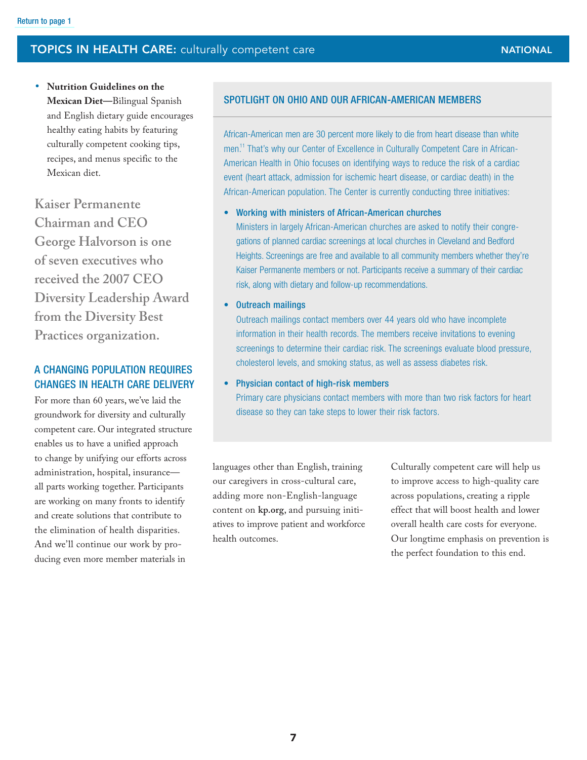- **Nutrition Guidelines on the Mexican Diet—**Bilingual Spanish and English dietary guide encourages healthy eating habits by featuring culturally competent cooking tips, recipes, and menus specific to the Mexican diet.

**Kaiser Permanente Chairman and CEO George Halvorson is one of seven executives who received the 2007 CEO Diversity Leadership Award from the Diversity Best Practices organization.**

## A CHANGING POPULATION REQUIRES CHANGES IN HEALTH CARE DELIVERY

For more than 60 years, we've laid the groundwork for diversity and culturally competent care. Our integrated structure enables us to have a unified approach to change by unifying our efforts across administration, hospital, insurance—all parts working together. Participants are working on many fronts to identify and create solutions that contribute to the elimination of health disparities. And we'll continue our work by producing even more member materials in languages other than English, training our caregivers in cross-cultural care, adding more non-English-language content on **kp.org**, and pursuing initiatives to improve patient and workforce health outcomes.

Culturally competent care will help us to improve access to high-quality care across populations, creating a ripple effect that will boost health and lower overall health care costs for everyone. Our longtime emphasis on prevention is the perfect foundation to this end.

## SPOTLIGHT ON OHIO AND OUR AFRICAN-AMERICAN MEMBERS

African-American men are 30 percent more likely to die from heart disease than white men.[11] That's why our Center of Excellence in Culturally Competent Care in African-American Health in Ohio focuses on identifying ways to reduce the risk of a cardiac event (heart attack, admission for ischemic heart disease, or cardiac death) in the African-American population. The Center is currently conducting three initiatives:

- **Working with ministers of African-American churches**
  Ministers in largely African-American churches are asked to notify their congregations of planned cardiac screenings at local churches in Cleveland and Bedford Heights. Screenings are free and available to all community members whether they're Kaiser Permanente members or not. Participants receive a summary of their cardiac risk, along with dietary and follow-up recommendations.
- **Outreach mailings**
  Outreach mailings contact members over 44 years old who have incomplete information in their health records. The members receive invitations to evening screenings to determine their cardiac risk. The screenings evaluate blood pressure, cholesterol levels, and smoking status, as well as assess diabetes risk.
- **Physician contact of high-risk members**
  Primary care physicians contact members with more than two risk factors for heart disease so they can take steps to lower their risk factors.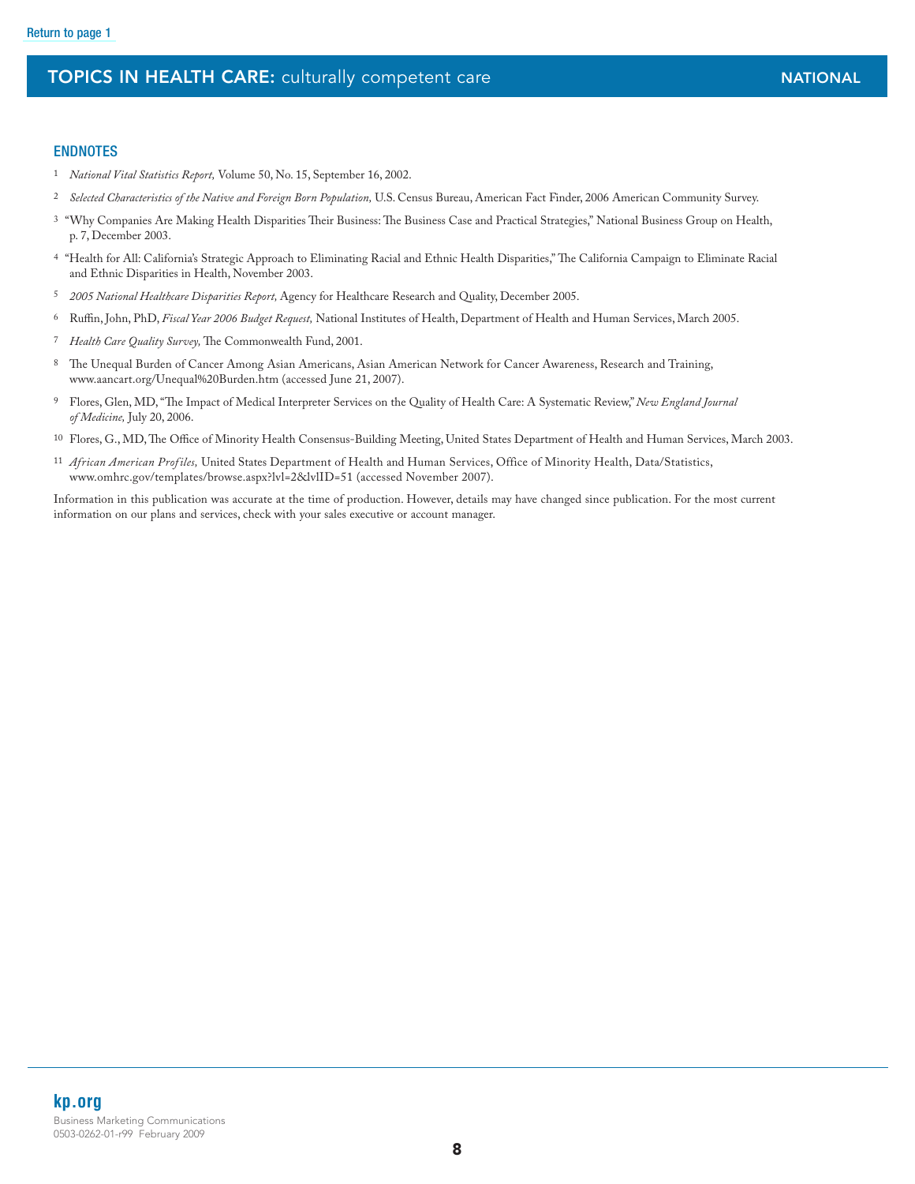Return to page 1

## TOPICS IN HEALTH CARE: culturally competent care — NATIONAL

### ENDNOTES

1. *National Vital Statistics Report,* Volume 50, No. 15, September 16, 2002.
2. *Selected Characteristics of the Native and Foreign Born Population,* U.S. Census Bureau, American Fact Finder, 2006 American Community Survey.
3. "Why Companies Are Making Health Disparities Their Business: The Business Case and Practical Strategies," National Business Group on Health, p. 7, December 2003.
4. "Health for All: California's Strategic Approach to Eliminating Racial and Ethnic Health Disparities," The California Campaign to Eliminate Racial and Ethnic Disparities in Health, November 2003.
5. *2005 National Healthcare Disparities Report,* Agency for Healthcare Research and Quality, December 2005.
6. Ruffin, John, PhD, *Fiscal Year 2006 Budget Request,* National Institutes of Health, Department of Health and Human Services, March 2005.
7. *Health Care Quality Survey,* The Commonwealth Fund, 2001.
8. The Unequal Burden of Cancer Among Asian Americans, Asian American Network for Cancer Awareness, Research and Training, www.aancart.org/Unequal%20Burden.htm (accessed June 21, 2007).
9. Flores, Glen, MD, "The Impact of Medical Interpreter Services on the Quality of Health Care: A Systematic Review," *New England Journal of Medicine,* July 20, 2006.
10. Flores, G., MD, The Office of Minority Health Consensus-Building Meeting, United States Department of Health and Human Services, March 2003.
11. *African American Profiles,* United States Department of Health and Human Services, Office of Minority Health, Data/Statistics, www.omhrc.gov/templates/browse.aspx?lvl=2&lvlID=51 (accessed November 2007).

Information in this publication was accurate at the time of production. However, details may have changed since publication. For the most current information on our plans and services, check with your sales executive or account manager.

**kp.org**

Business Marketing Communications
0503-0262-01-r99 February 2009